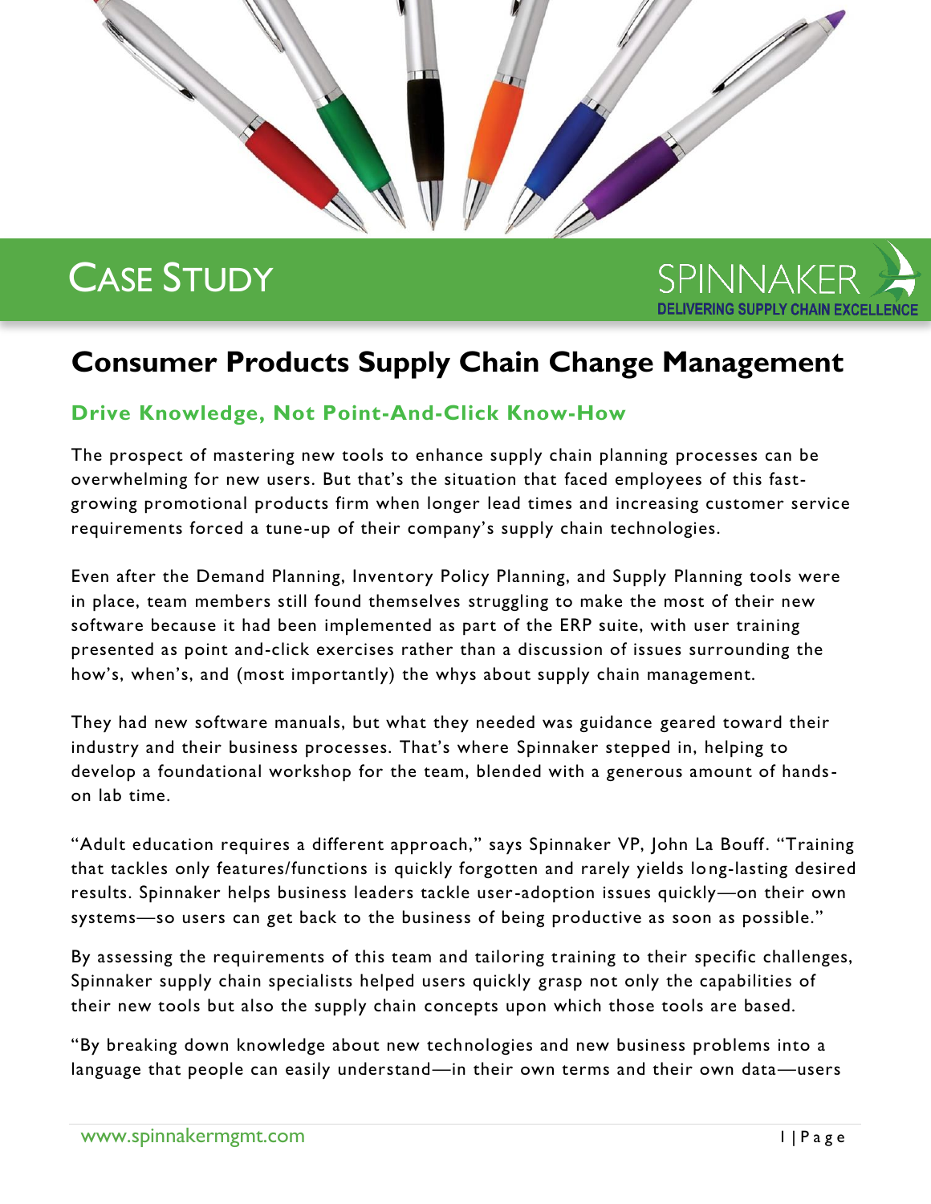CASE STUDY

SPINNAKER
DELIVERING SUPPLY CHAIN EXCELLENCE

# Consumer Products Supply Chain Change Management

## Drive Knowledge, Not Point-And-Click Know-How

The prospect of mastering new tools to enhance supply chain planning processes can be overwhelming for new users. But that's the situation that faced employees of this fast-growing promotional products firm when longer lead times and increasing customer service requirements forced a tune-up of their company's supply chain technologies.

Even after the Demand Planning, Inventory Policy Planning, and Supply Planning tools were in place, team members still found themselves struggling to make the most of their new software because it had been implemented as part of the ERP suite, with user training presented as point and-click exercises rather than a discussion of issues surrounding the how's, when's, and (most importantly) the whys about supply chain management.

They had new software manuals, but what they needed was guidance geared toward their industry and their business processes. That's where Spinnaker stepped in, helping to develop a foundational workshop for the team, blended with a generous amount of hands-on lab time.

"Adult education requires a different approach," says Spinnaker VP, John La Bouff. "Training that tackles only features/functions is quickly forgotten and rarely yields long-lasting desired results. Spinnaker helps business leaders tackle user-adoption issues quickly—on their own systems—so users can get back to the business of being productive as soon as possible."

By assessing the requirements of this team and tailoring training to their specific challenges, Spinnaker supply chain specialists helped users quickly grasp not only the capabilities of their new tools but also the supply chain concepts upon which those tools are based.

"By breaking down knowledge about new technologies and new business problems into a language that people can easily understand—in their own terms and their own data—users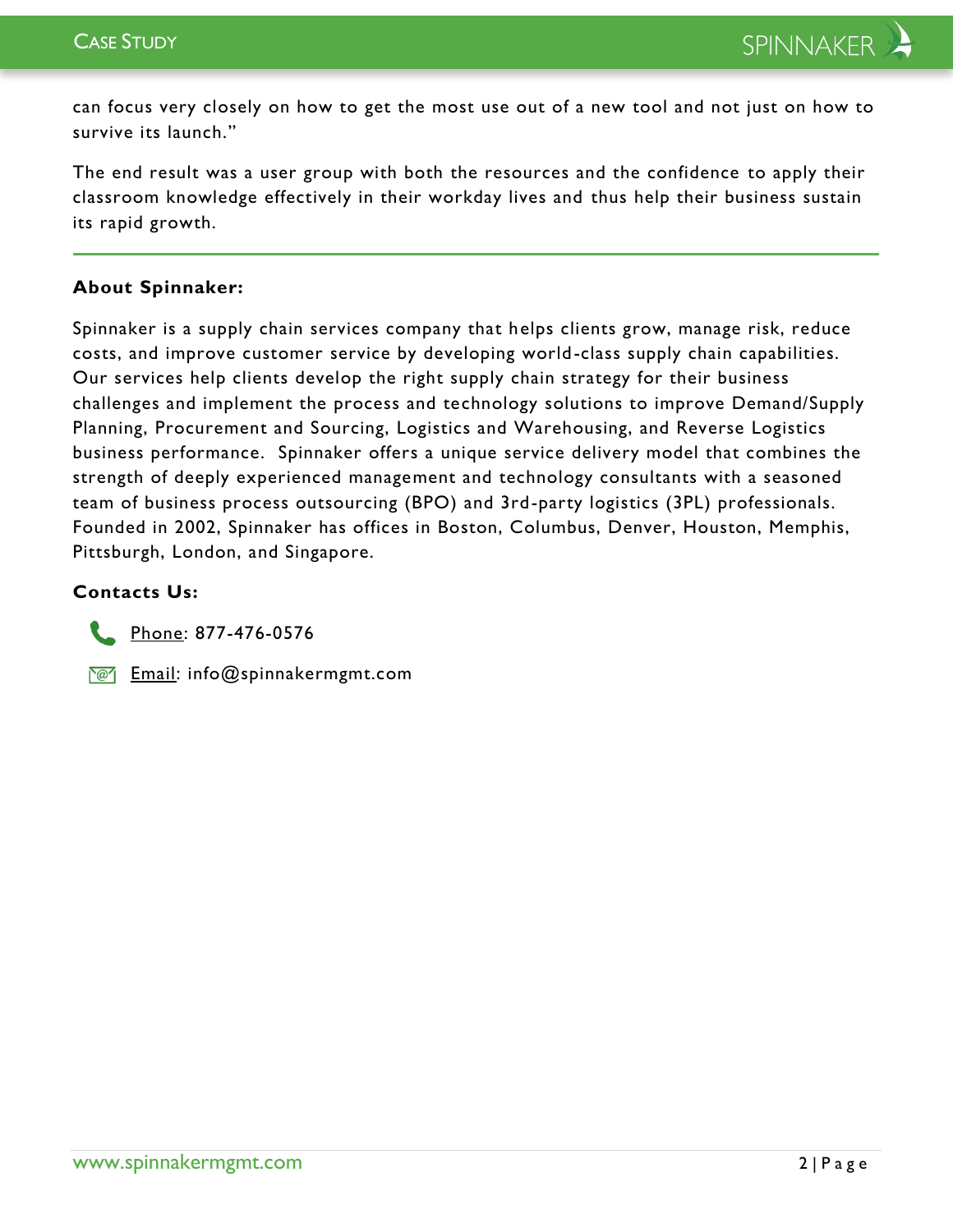can focus very closely on how to get the most use out of a new tool and not just on how to survive its launch."

The end result was a user group with both the resources and the confidence to apply their classroom knowledge effectively in their workday lives and thus help their business sustain its rapid growth.

---

**About Spinnaker:**

Spinnaker is a supply chain services company that helps clients grow, manage risk, reduce costs, and improve customer service by developing world-class supply chain capabilities. Our services help clients develop the right supply chain strategy for their business challenges and implement the process and technology solutions to improve Demand/Supply Planning, Procurement and Sourcing, Logistics and Warehousing, and Reverse Logistics business performance. Spinnaker offers a unique service delivery model that combines the strength of deeply experienced management and technology consultants with a seasoned team of business process outsourcing (BPO) and 3rd-party logistics (3PL) professionals. Founded in 2002, Spinnaker has offices in Boston, Columbus, Denver, Houston, Memphis, Pittsburgh, London, and Singapore.

**Contacts Us:**

- Phone: 877-476-0576
- Email: info@spinnakermgmt.com